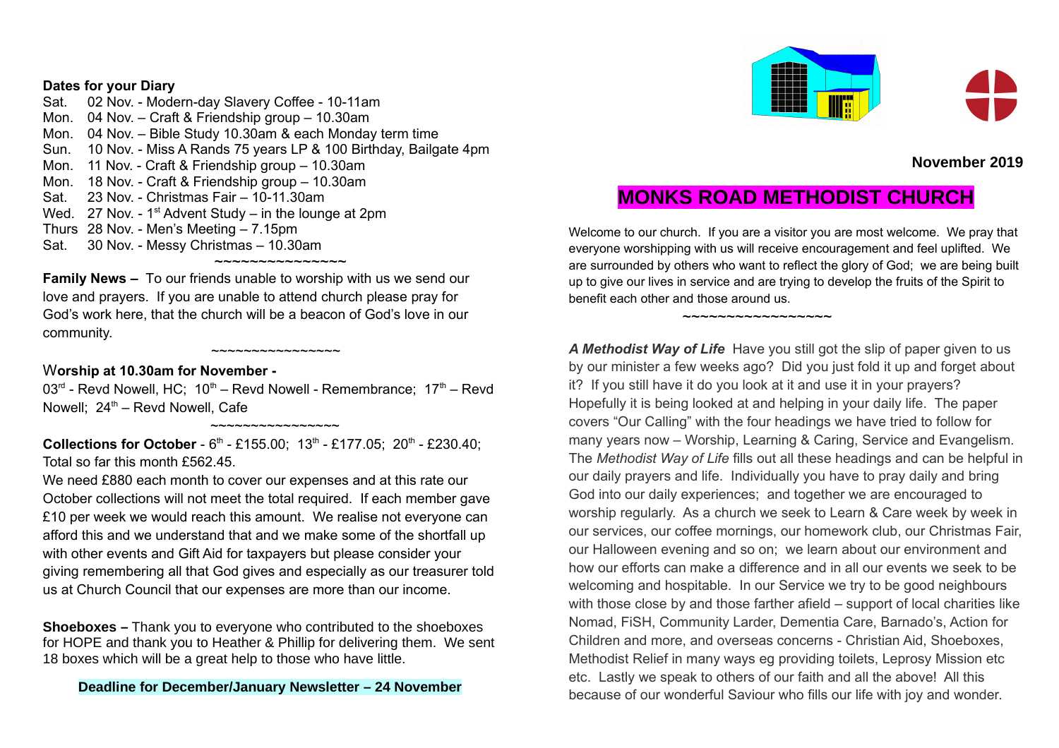**Dates for your Diary**

Sat. 02 Nov. - Modern-day Slavery Coffee - 10-11am
Mon. 04 Nov. – Craft & Friendship group – 10.30am
Mon. 04 Nov. – Bible Study 10.30am & each Monday term time
Sun. 10 Nov. - Miss A Rands 75 years LP & 100 Birthday, Bailgate 4pm
Mon. 11 Nov. - Craft & Friendship group – 10.30am
Mon. 18 Nov. - Craft & Friendship group – 10.30am
Sat. 23 Nov. - Christmas Fair – 10-11.30am
Wed. 27 Nov. - 1st Advent Study – in the lounge at 2pm
Thurs 28 Nov. - Men's Meeting – 7.15pm
Sat. 30 Nov. - Messy Christmas – 10.30am

~~~~~~~~~~~~~~~~

**Family News –** To our friends unable to worship with us we send our love and prayers. If you are unable to attend church please pray for God's work here, that the church will be a beacon of God's love in our community.

~~~~~~~~~~~~~~~~

**Worship at 10.30am for November -**

03rd - Revd Nowell, HC; 10th – Revd Nowell - Remembrance; 17th – Revd Nowell; 24th – Revd Nowell, Cafe

~~~~~~~~~~~~~~~~

**Collections for October** - 6th - £155.00; 13th - £177.05; 20th - £230.40; Total so far this month £562.45.

We need £880 each month to cover our expenses and at this rate our October collections will not meet the total required. If each member gave £10 per week we would reach this amount. We realise not everyone can afford this and we understand that and we make some of the shortfall up with other events and Gift Aid for taxpayers but please consider your giving remembering all that God gives and especially as our treasurer told us at Church Council that our expenses are more than our income.

**Shoeboxes –** Thank you to everyone who contributed to the shoeboxes for HOPE and thank you to Heather & Phillip for delivering them. We sent 18 boxes which will be a great help to those who have little.

**Deadline for December/January Newsletter – 24 November**

**November 2019**

# MONKS ROAD METHODIST CHURCH

Welcome to our church. If you are a visitor you are most welcome. We pray that everyone worshipping with us will receive encouragement and feel uplifted. We are surrounded by others who want to reflect the glory of God; we are being built up to give our lives in service and are trying to develop the fruits of the Spirit to benefit each other and those around us.

~~~~~~~~~~~~~~~~

***A Methodist Way of Life*** Have you still got the slip of paper given to us by our minister a few weeks ago? Did you just fold it up and forget about it? If you still have it do you look at it and use it in your prayers? Hopefully it is being looked at and helping in your daily life. The paper covers "Our Calling" with the four headings we have tried to follow for many years now – Worship, Learning & Caring, Service and Evangelism. The *Methodist Way of Life* fills out all these headings and can be helpful in our daily prayers and life. Individually you have to pray daily and bring God into our daily experiences; and together we are encouraged to worship regularly. As a church we seek to Learn & Care week by week in our services, our coffee mornings, our homework club, our Christmas Fair, our Halloween evening and so on; we learn about our environment and how our efforts can make a difference and in all our events we seek to be welcoming and hospitable. In our Service we try to be good neighbours with those close by and those farther afield – support of local charities like Nomad, FiSH, Community Larder, Dementia Care, Barnado's, Action for Children and more, and overseas concerns - Christian Aid, Shoeboxes, Methodist Relief in many ways eg providing toilets, Leprosy Mission etc etc. Lastly we speak to others of our faith and all the above! All this because of our wonderful Saviour who fills our life with joy and wonder.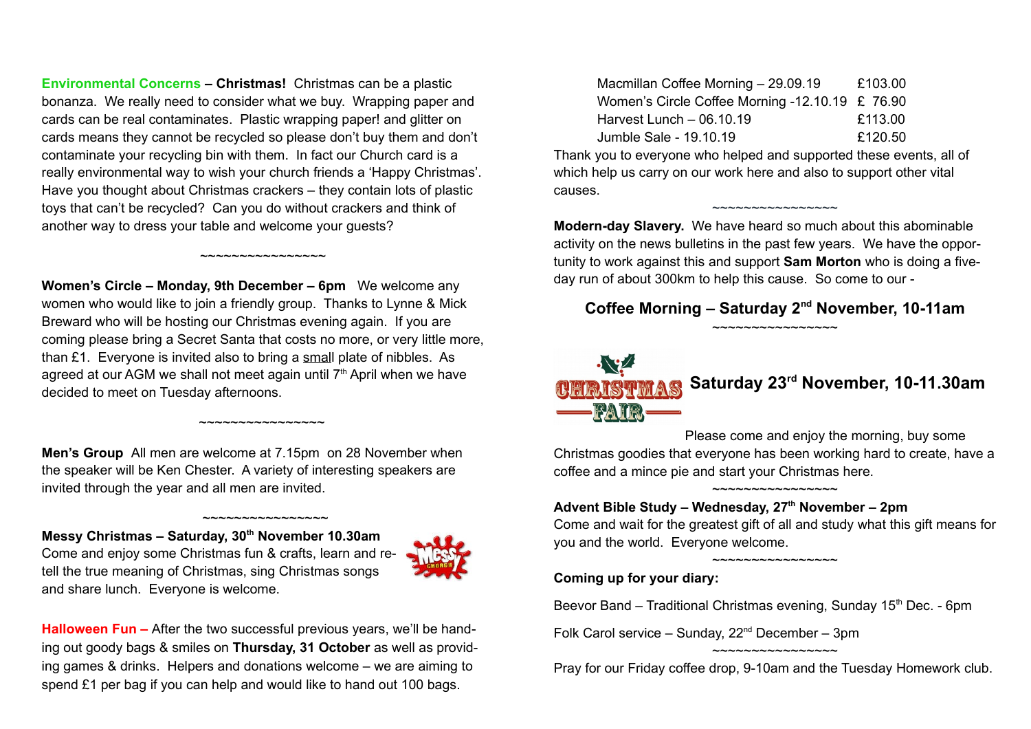**Environmental Concerns – Christmas!** Christmas can be a plastic bonanza. We really need to consider what we buy. Wrapping paper and cards can be real contaminates. Plastic wrapping paper! and glitter on cards means they cannot be recycled so please don't buy them and don't contaminate your recycling bin with them. In fact our Church card is a really environmental way to wish your church friends a 'Happy Christmas'. Have you thought about Christmas crackers – they contain lots of plastic toys that can't be recycled? Can you do without crackers and think of another way to dress your table and welcome your guests?

~~~~~~~~~~~~~~~~

**Women's Circle – Monday, 9th December – 6pm** We welcome any women who would like to join a friendly group. Thanks to Lynne & Mick Breward who will be hosting our Christmas evening again. If you are coming please bring a Secret Santa that costs no more, or very little more, than £1. Everyone is invited also to bring a small plate of nibbles. As agreed at our AGM we shall not meet again until 7th April when we have decided to meet on Tuesday afternoons.

~~~~~~~~~~~~~~~~

**Men's Group** All men are welcome at 7.15pm on 28 November when the speaker will be Ken Chester. A variety of interesting speakers are invited through the year and all men are invited.

~~~~~~~~~~~~~~~~

**Messy Christmas – Saturday, 30th November 10.30am**
Come and enjoy some Christmas fun & crafts, learn and re-tell the true meaning of Christmas, sing Christmas songs and share lunch. Everyone is welcome.

**Halloween Fun –** After the two successful previous years, we'll be handing out goody bags & smiles on **Thursday, 31 October** as well as providing games & drinks. Helpers and donations welcome – we are aiming to spend £1 per bag if you can help and would like to hand out 100 bags.

| | |
|---|---|
| Macmillan Coffee Morning – 29.09.19 | £103.00 |
| Women's Circle Coffee Morning -12.10.19 | £ 76.90 |
| Harvest Lunch – 06.10.19 | £113.00 |
| Jumble Sale - 19.10.19 | £120.50 |

Thank you to everyone who helped and supported these events, all of which help us carry on our work here and also to support other vital causes.

~~~~~~~~~~~~~~~~

**Modern-day Slavery.** We have heard so much about this abominable activity on the news bulletins in the past few years. We have the opportunity to work against this and support **Sam Morton** who is doing a five-day run of about 300km to help this cause. So come to our -

**Coffee Morning – Saturday 2nd November, 10-11am**

~~~~~~~~~~~~~~~~

**CHRISTMAS FAIR Saturday 23rd November, 10-11.30am**

Please come and enjoy the morning, buy some Christmas goodies that everyone has been working hard to create, have a coffee and a mince pie and start your Christmas here.

~~~~~~~~~~~~~~~~

**Advent Bible Study – Wednesday, 27th November – 2pm**
Come and wait for the greatest gift of all and study what this gift means for you and the world. Everyone welcome.

~~~~~~~~~~~~~~~~

**Coming up for your diary:**

Beevor Band – Traditional Christmas evening, Sunday 15th Dec. - 6pm

Folk Carol service – Sunday, 22nd December – 3pm

~~~~~~~~~~~~~~~~

Pray for our Friday coffee drop, 9-10am and the Tuesday Homework club.